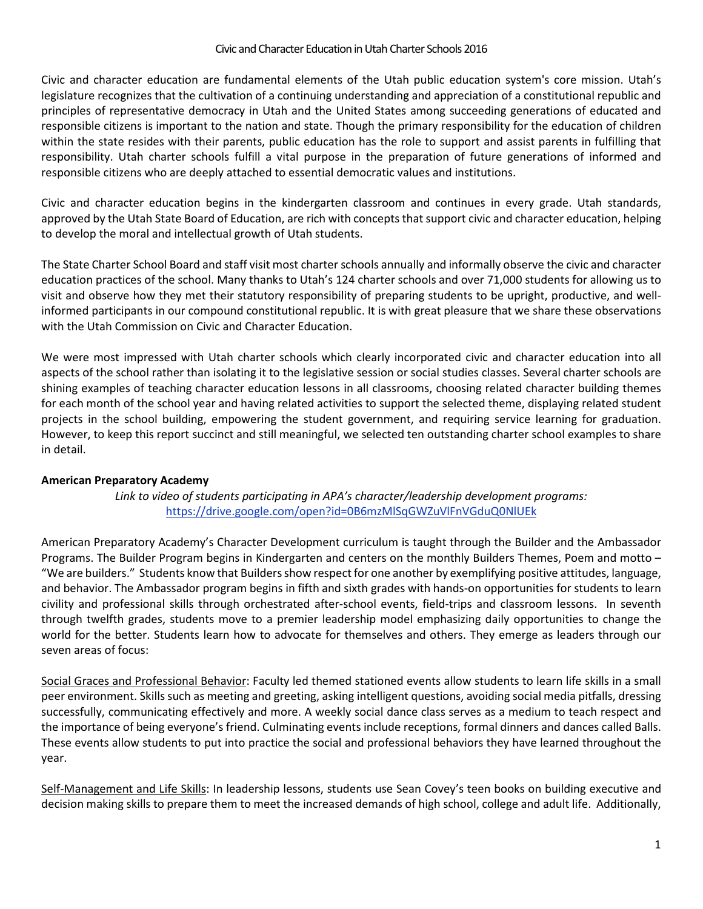# Civic and Character Education in Utah Charter Schools 2016

Civic and character education are fundamental elements of the Utah public education system's core mission. Utah's legislature recognizes that the cultivation of a continuing understanding and appreciation of a constitutional republic and principles of representative democracy in Utah and the United States among succeeding generations of educated and responsible citizens is important to the nation and state. Though the primary responsibility for the education of children within the state resides with their parents, public education has the role to support and assist parents in fulfilling that responsibility. Utah charter schools fulfill a vital purpose in the preparation of future generations of informed and responsible citizens who are deeply attached to essential democratic values and institutions.

Civic and character education begins in the kindergarten classroom and continues in every grade. Utah standards, approved by the Utah State Board of Education, are rich with concepts that support civic and character education, helping to develop the moral and intellectual growth of Utah students.

The State Charter School Board and staff visit most charter schools annually and informally observe the civic and character education practices of the school. Many thanks to Utah's 124 charter schools and over 71,000 students for allowing us to visit and observe how they met their statutory responsibility of preparing students to be upright, productive, and well-informed participants in our compound constitutional republic. It is with great pleasure that we share these observations with the Utah Commission on Civic and Character Education.

We were most impressed with Utah charter schools which clearly incorporated civic and character education into all aspects of the school rather than isolating it to the legislative session or social studies classes. Several charter schools are shining examples of teaching character education lessons in all classrooms, choosing related character building themes for each month of the school year and having related activities to support the selected theme, displaying related student projects in the school building, empowering the student government, and requiring service learning for graduation. However, to keep this report succinct and still meaningful, we selected ten outstanding charter school examples to share in detail.

**American Preparatory Academy**

*Link to video of students participating in APA's character/leadership development programs:* https://drive.google.com/open?id=0B6mzMlSqGWZuVlFnVGduQ0NlUEk

American Preparatory Academy's Character Development curriculum is taught through the Builder and the Ambassador Programs. The Builder Program begins in Kindergarten and centers on the monthly Builders Themes, Poem and motto – "We are builders." Students know that Builders show respect for one another by exemplifying positive attitudes, language, and behavior. The Ambassador program begins in fifth and sixth grades with hands-on opportunities for students to learn civility and professional skills through orchestrated after-school events, field-trips and classroom lessons. In seventh through twelfth grades, students move to a premier leadership model emphasizing daily opportunities to change the world for the better. Students learn how to advocate for themselves and others. They emerge as leaders through our seven areas of focus:

Social Graces and Professional Behavior: Faculty led themed stationed events allow students to learn life skills in a small peer environment. Skills such as meeting and greeting, asking intelligent questions, avoiding social media pitfalls, dressing successfully, communicating effectively and more. A weekly social dance class serves as a medium to teach respect and the importance of being everyone's friend. Culminating events include receptions, formal dinners and dances called Balls. These events allow students to put into practice the social and professional behaviors they have learned throughout the year.

Self-Management and Life Skills: In leadership lessons, students use Sean Covey's teen books on building executive and decision making skills to prepare them to meet the increased demands of high school, college and adult life. Additionally,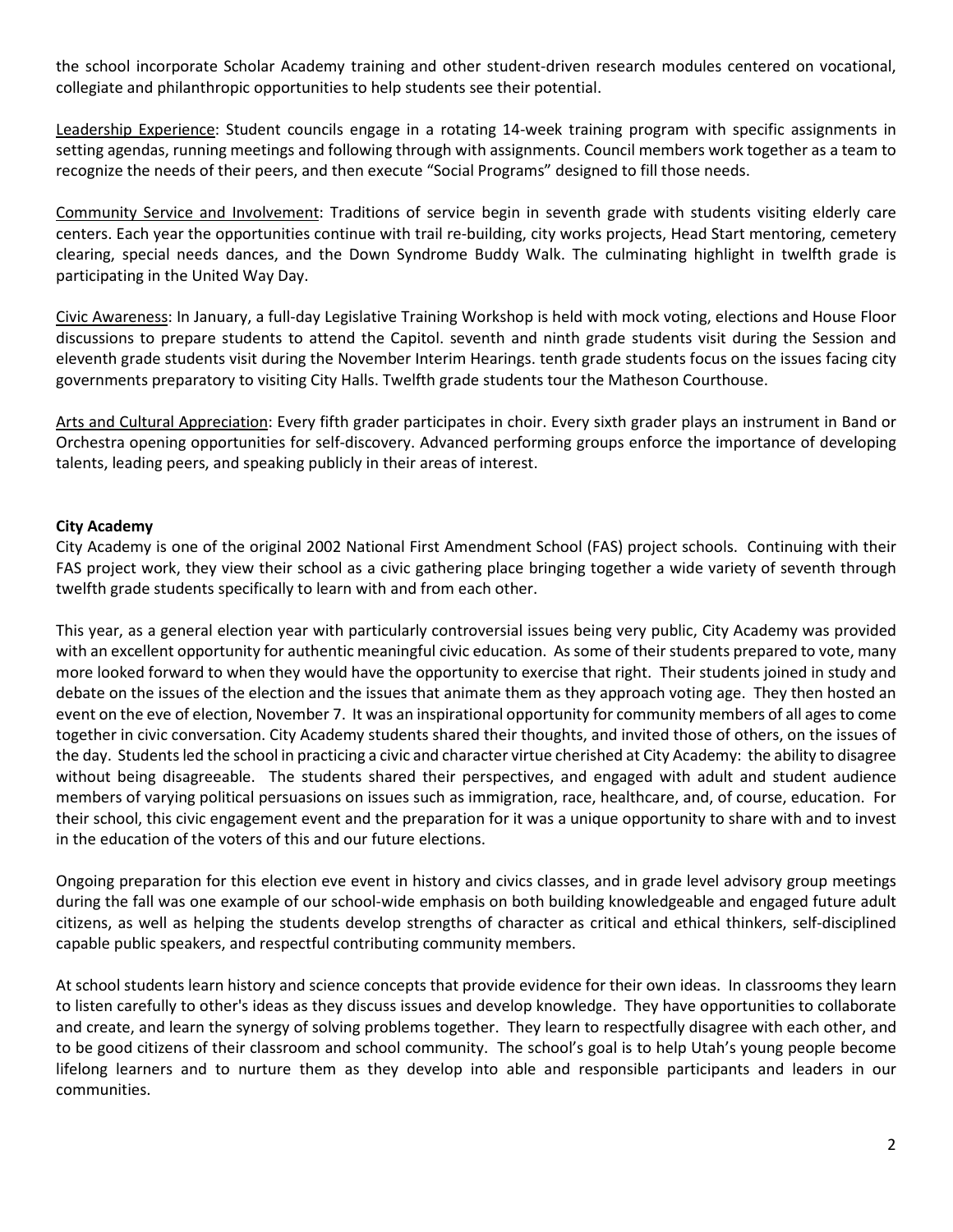the school incorporate Scholar Academy training and other student-driven research modules centered on vocational, collegiate and philanthropic opportunities to help students see their potential.

Leadership Experience: Student councils engage in a rotating 14-week training program with specific assignments in setting agendas, running meetings and following through with assignments. Council members work together as a team to recognize the needs of their peers, and then execute "Social Programs" designed to fill those needs.

Community Service and Involvement: Traditions of service begin in seventh grade with students visiting elderly care centers. Each year the opportunities continue with trail re-building, city works projects, Head Start mentoring, cemetery clearing, special needs dances, and the Down Syndrome Buddy Walk. The culminating highlight in twelfth grade is participating in the United Way Day.

Civic Awareness: In January, a full-day Legislative Training Workshop is held with mock voting, elections and House Floor discussions to prepare students to attend the Capitol. seventh and ninth grade students visit during the Session and eleventh grade students visit during the November Interim Hearings. tenth grade students focus on the issues facing city governments preparatory to visiting City Halls. Twelfth grade students tour the Matheson Courthouse.

Arts and Cultural Appreciation: Every fifth grader participates in choir. Every sixth grader plays an instrument in Band or Orchestra opening opportunities for self-discovery. Advanced performing groups enforce the importance of developing talents, leading peers, and speaking publicly in their areas of interest.

**City Academy**

City Academy is one of the original 2002 National First Amendment School (FAS) project schools. Continuing with their FAS project work, they view their school as a civic gathering place bringing together a wide variety of seventh through twelfth grade students specifically to learn with and from each other.

This year, as a general election year with particularly controversial issues being very public, City Academy was provided with an excellent opportunity for authentic meaningful civic education. As some of their students prepared to vote, many more looked forward to when they would have the opportunity to exercise that right. Their students joined in study and debate on the issues of the election and the issues that animate them as they approach voting age. They then hosted an event on the eve of election, November 7. It was an inspirational opportunity for community members of all ages to come together in civic conversation. City Academy students shared their thoughts, and invited those of others, on the issues of the day. Students led the school in practicing a civic and character virtue cherished at City Academy: the ability to disagree without being disagreeable. The students shared their perspectives, and engaged with adult and student audience members of varying political persuasions on issues such as immigration, race, healthcare, and, of course, education. For their school, this civic engagement event and the preparation for it was a unique opportunity to share with and to invest in the education of the voters of this and our future elections.

Ongoing preparation for this election eve event in history and civics classes, and in grade level advisory group meetings during the fall was one example of our school-wide emphasis on both building knowledgeable and engaged future adult citizens, as well as helping the students develop strengths of character as critical and ethical thinkers, self-disciplined capable public speakers, and respectful contributing community members.

At school students learn history and science concepts that provide evidence for their own ideas. In classrooms they learn to listen carefully to other's ideas as they discuss issues and develop knowledge. They have opportunities to collaborate and create, and learn the synergy of solving problems together. They learn to respectfully disagree with each other, and to be good citizens of their classroom and school community. The school's goal is to help Utah's young people become lifelong learners and to nurture them as they develop into able and responsible participants and leaders in our communities.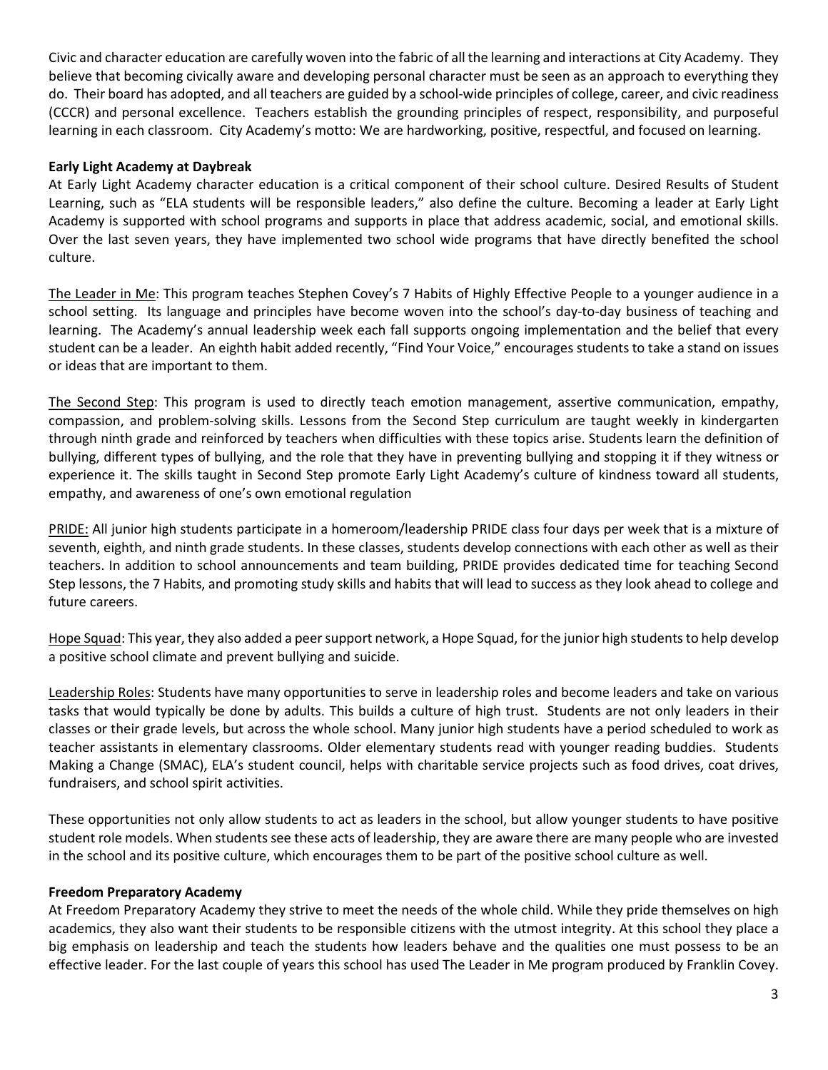Civic and character education are carefully woven into the fabric of all the learning and interactions at City Academy. They believe that becoming civically aware and developing personal character must be seen as an approach to everything they do. Their board has adopted, and all teachers are guided by a school-wide principles of college, career, and civic readiness (CCCR) and personal excellence. Teachers establish the grounding principles of respect, responsibility, and purposeful learning in each classroom. City Academy's motto: We are hardworking, positive, respectful, and focused on learning.

**Early Light Academy at Daybreak**

At Early Light Academy character education is a critical component of their school culture. Desired Results of Student Learning, such as "ELA students will be responsible leaders," also define the culture. Becoming a leader at Early Light Academy is supported with school programs and supports in place that address academic, social, and emotional skills. Over the last seven years, they have implemented two school wide programs that have directly benefited the school culture.

<u>The Leader in Me</u>: This program teaches Stephen Covey's 7 Habits of Highly Effective People to a younger audience in a school setting. Its language and principles have become woven into the school's day-to-day business of teaching and learning. The Academy's annual leadership week each fall supports ongoing implementation and the belief that every student can be a leader. An eighth habit added recently, "Find Your Voice," encourages students to take a stand on issues or ideas that are important to them.

<u>The Second Step</u>: This program is used to directly teach emotion management, assertive communication, empathy, compassion, and problem-solving skills. Lessons from the Second Step curriculum are taught weekly in kindergarten through ninth grade and reinforced by teachers when difficulties with these topics arise. Students learn the definition of bullying, different types of bullying, and the role that they have in preventing bullying and stopping it if they witness or experience it. The skills taught in Second Step promote Early Light Academy's culture of kindness toward all students, empathy, and awareness of one's own emotional regulation

<u>PRIDE:</u> All junior high students participate in a homeroom/leadership PRIDE class four days per week that is a mixture of seventh, eighth, and ninth grade students. In these classes, students develop connections with each other as well as their teachers. In addition to school announcements and team building, PRIDE provides dedicated time for teaching Second Step lessons, the 7 Habits, and promoting study skills and habits that will lead to success as they look ahead to college and future careers.

<u>Hope Squad</u>: This year, they also added a peer support network, a Hope Squad, for the junior high students to help develop a positive school climate and prevent bullying and suicide.

<u>Leadership Roles</u>: Students have many opportunities to serve in leadership roles and become leaders and take on various tasks that would typically be done by adults. This builds a culture of high trust. Students are not only leaders in their classes or their grade levels, but across the whole school. Many junior high students have a period scheduled to work as teacher assistants in elementary classrooms. Older elementary students read with younger reading buddies. Students Making a Change (SMAC), ELA's student council, helps with charitable service projects such as food drives, coat drives, fundraisers, and school spirit activities.

These opportunities not only allow students to act as leaders in the school, but allow younger students to have positive student role models. When students see these acts of leadership, they are aware there are many people who are invested in the school and its positive culture, which encourages them to be part of the positive school culture as well.

**Freedom Preparatory Academy**

At Freedom Preparatory Academy they strive to meet the needs of the whole child. While they pride themselves on high academics, they also want their students to be responsible citizens with the utmost integrity. At this school they place a big emphasis on leadership and teach the students how leaders behave and the qualities one must possess to be an effective leader. For the last couple of years this school has used The Leader in Me program produced by Franklin Covey.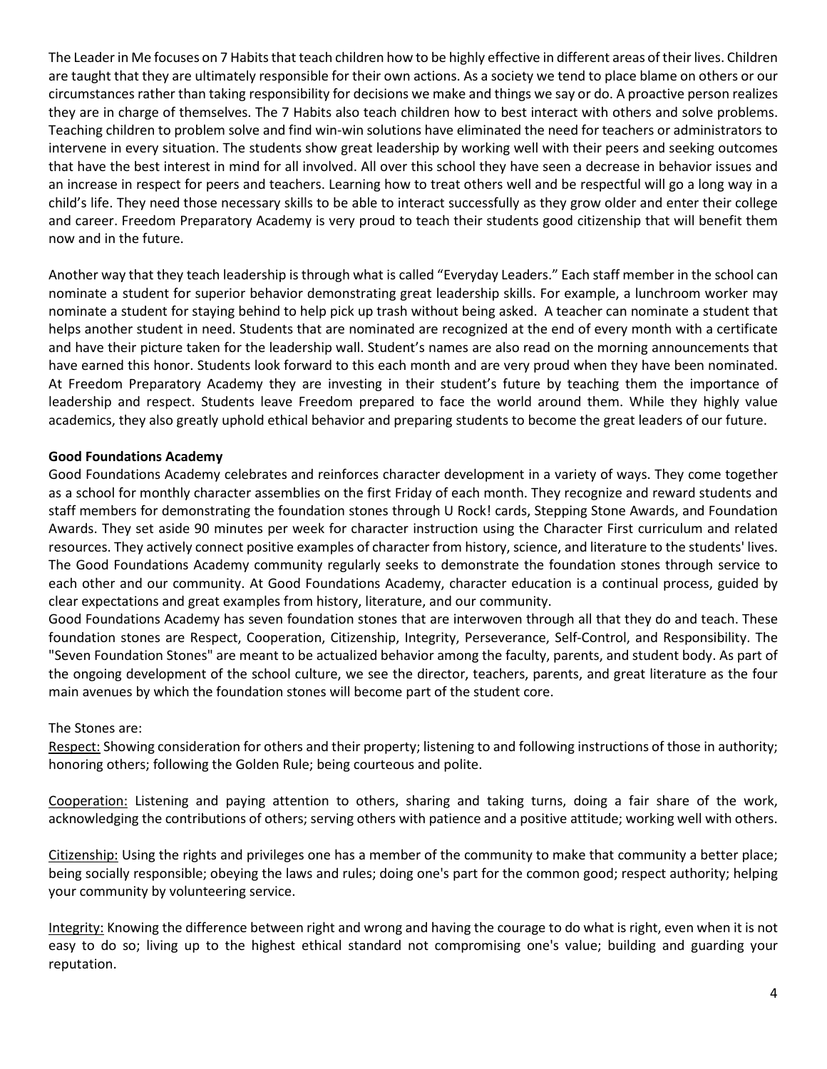The Leader in Me focuses on 7 Habits that teach children how to be highly effective in different areas of their lives. Children are taught that they are ultimately responsible for their own actions. As a society we tend to place blame on others or our circumstances rather than taking responsibility for decisions we make and things we say or do. A proactive person realizes they are in charge of themselves. The 7 Habits also teach children how to best interact with others and solve problems. Teaching children to problem solve and find win-win solutions have eliminated the need for teachers or administrators to intervene in every situation. The students show great leadership by working well with their peers and seeking outcomes that have the best interest in mind for all involved. All over this school they have seen a decrease in behavior issues and an increase in respect for peers and teachers. Learning how to treat others well and be respectful will go a long way in a child's life. They need those necessary skills to be able to interact successfully as they grow older and enter their college and career. Freedom Preparatory Academy is very proud to teach their students good citizenship that will benefit them now and in the future.

Another way that they teach leadership is through what is called "Everyday Leaders." Each staff member in the school can nominate a student for superior behavior demonstrating great leadership skills. For example, a lunchroom worker may nominate a student for staying behind to help pick up trash without being asked. A teacher can nominate a student that helps another student in need. Students that are nominated are recognized at the end of every month with a certificate and have their picture taken for the leadership wall. Student's names are also read on the morning announcements that have earned this honor. Students look forward to this each month and are very proud when they have been nominated. At Freedom Preparatory Academy they are investing in their student's future by teaching them the importance of leadership and respect. Students leave Freedom prepared to face the world around them. While they highly value academics, they also greatly uphold ethical behavior and preparing students to become the great leaders of our future.

**Good Foundations Academy**

Good Foundations Academy celebrates and reinforces character development in a variety of ways. They come together as a school for monthly character assemblies on the first Friday of each month. They recognize and reward students and staff members for demonstrating the foundation stones through U Rock! cards, Stepping Stone Awards, and Foundation Awards. They set aside 90 minutes per week for character instruction using the Character First curriculum and related resources. They actively connect positive examples of character from history, science, and literature to the students' lives. The Good Foundations Academy community regularly seeks to demonstrate the foundation stones through service to each other and our community. At Good Foundations Academy, character education is a continual process, guided by clear expectations and great examples from history, literature, and our community.

Good Foundations Academy has seven foundation stones that are interwoven through all that they do and teach. These foundation stones are Respect, Cooperation, Citizenship, Integrity, Perseverance, Self-Control, and Responsibility. The "Seven Foundation Stones" are meant to be actualized behavior among the faculty, parents, and student body. As part of the ongoing development of the school culture, we see the director, teachers, parents, and great literature as the four main avenues by which the foundation stones will become part of the student core.

The Stones are:

<u>Respect:</u> Showing consideration for others and their property; listening to and following instructions of those in authority; honoring others; following the Golden Rule; being courteous and polite.

<u>Cooperation:</u> Listening and paying attention to others, sharing and taking turns, doing a fair share of the work, acknowledging the contributions of others; serving others with patience and a positive attitude; working well with others.

<u>Citizenship:</u> Using the rights and privileges one has a member of the community to make that community a better place; being socially responsible; obeying the laws and rules; doing one's part for the common good; respect authority; helping your community by volunteering service.

<u>Integrity:</u> Knowing the difference between right and wrong and having the courage to do what is right, even when it is not easy to do so; living up to the highest ethical standard not compromising one's value; building and guarding your reputation.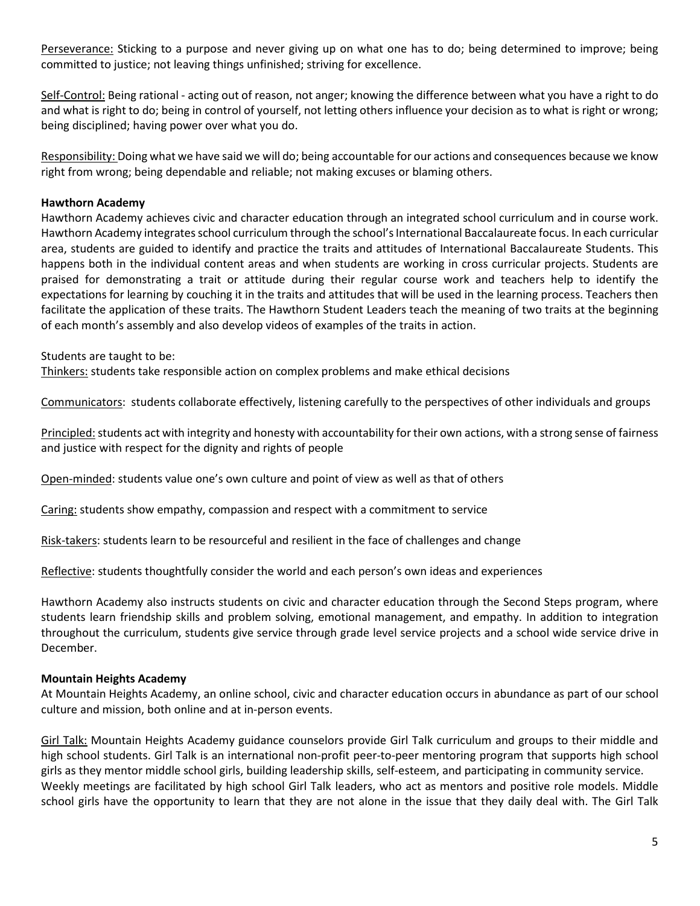Perseverance: Sticking to a purpose and never giving up on what one has to do; being determined to improve; being committed to justice; not leaving things unfinished; striving for excellence.

Self-Control: Being rational - acting out of reason, not anger; knowing the difference between what you have a right to do and what is right to do; being in control of yourself, not letting others influence your decision as to what is right or wrong; being disciplined; having power over what you do.

Responsibility: Doing what we have said we will do; being accountable for our actions and consequences because we know right from wrong; being dependable and reliable; not making excuses or blaming others.

**Hawthorn Academy**

Hawthorn Academy achieves civic and character education through an integrated school curriculum and in course work. Hawthorn Academy integrates school curriculum through the school's International Baccalaureate focus. In each curricular area, students are guided to identify and practice the traits and attitudes of International Baccalaureate Students. This happens both in the individual content areas and when students are working in cross curricular projects. Students are praised for demonstrating a trait or attitude during their regular course work and teachers help to identify the expectations for learning by couching it in the traits and attitudes that will be used in the learning process. Teachers then facilitate the application of these traits. The Hawthorn Student Leaders teach the meaning of two traits at the beginning of each month's assembly and also develop videos of examples of the traits in action.

Students are taught to be:

Thinkers: students take responsible action on complex problems and make ethical decisions

Communicators: students collaborate effectively, listening carefully to the perspectives of other individuals and groups

Principled: students act with integrity and honesty with accountability for their own actions, with a strong sense of fairness and justice with respect for the dignity and rights of people

Open-minded: students value one's own culture and point of view as well as that of others

Caring: students show empathy, compassion and respect with a commitment to service

Risk-takers: students learn to be resourceful and resilient in the face of challenges and change

Reflective: students thoughtfully consider the world and each person's own ideas and experiences

Hawthorn Academy also instructs students on civic and character education through the Second Steps program, where students learn friendship skills and problem solving, emotional management, and empathy. In addition to integration throughout the curriculum, students give service through grade level service projects and a school wide service drive in December.

**Mountain Heights Academy**

At Mountain Heights Academy, an online school, civic and character education occurs in abundance as part of our school culture and mission, both online and at in-person events.

Girl Talk: Mountain Heights Academy guidance counselors provide Girl Talk curriculum and groups to their middle and high school students. Girl Talk is an international non-profit peer-to-peer mentoring program that supports high school girls as they mentor middle school girls, building leadership skills, self-esteem, and participating in community service. Weekly meetings are facilitated by high school Girl Talk leaders, who act as mentors and positive role models. Middle school girls have the opportunity to learn that they are not alone in the issue that they daily deal with. The Girl Talk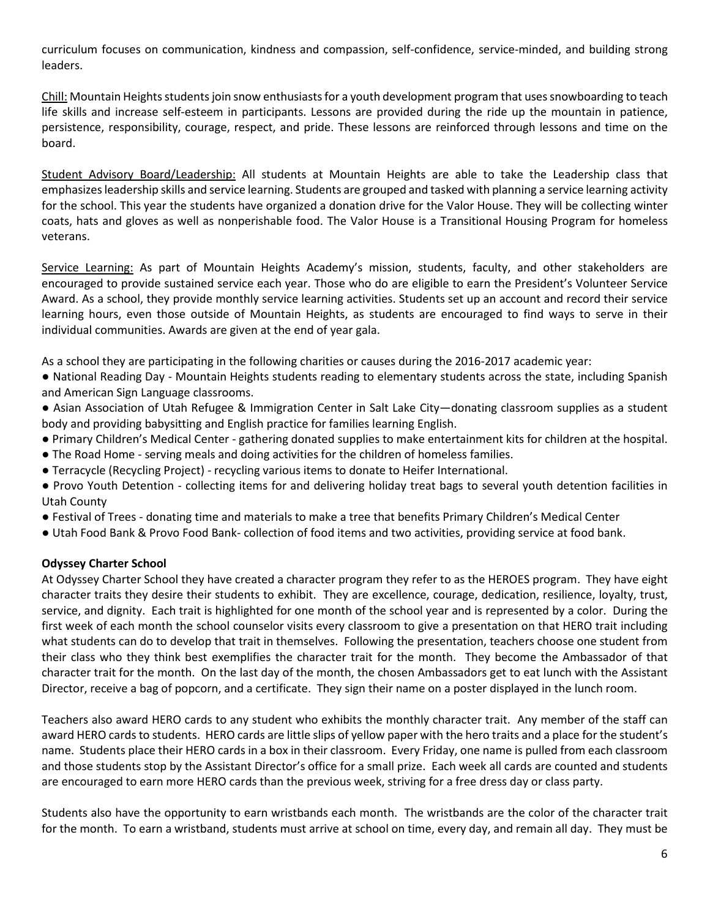curriculum focuses on communication, kindness and compassion, self-confidence, service-minded, and building strong leaders.

<u>Chill:</u> Mountain Heights students join snow enthusiasts for a youth development program that uses snowboarding to teach life skills and increase self-esteem in participants. Lessons are provided during the ride up the mountain in patience, persistence, responsibility, courage, respect, and pride. These lessons are reinforced through lessons and time on the board.

<u>Student Advisory Board/Leadership:</u> All students at Mountain Heights are able to take the Leadership class that emphasizes leadership skills and service learning. Students are grouped and tasked with planning a service learning activity for the school. This year the students have organized a donation drive for the Valor House. They will be collecting winter coats, hats and gloves as well as nonperishable food. The Valor House is a Transitional Housing Program for homeless veterans.

<u>Service Learning:</u> As part of Mountain Heights Academy's mission, students, faculty, and other stakeholders are encouraged to provide sustained service each year. Those who do are eligible to earn the President's Volunteer Service Award. As a school, they provide monthly service learning activities. Students set up an account and record their service learning hours, even those outside of Mountain Heights, as students are encouraged to find ways to serve in their individual communities. Awards are given at the end of year gala.

As a school they are participating in the following charities or causes during the 2016-2017 academic year:

- National Reading Day - Mountain Heights students reading to elementary students across the state, including Spanish and American Sign Language classrooms.
- Asian Association of Utah Refugee & Immigration Center in Salt Lake City—donating classroom supplies as a student body and providing babysitting and English practice for families learning English.
- Primary Children's Medical Center - gathering donated supplies to make entertainment kits for children at the hospital.
- The Road Home - serving meals and doing activities for the children of homeless families.
- Terracycle (Recycling Project) - recycling various items to donate to Heifer International.
- Provo Youth Detention - collecting items for and delivering holiday treat bags to several youth detention facilities in Utah County
- Festival of Trees - donating time and materials to make a tree that benefits Primary Children's Medical Center
- Utah Food Bank & Provo Food Bank- collection of food items and two activities, providing service at food bank.

**Odyssey Charter School**

At Odyssey Charter School they have created a character program they refer to as the HEROES program. They have eight character traits they desire their students to exhibit. They are excellence, courage, dedication, resilience, loyalty, trust, service, and dignity. Each trait is highlighted for one month of the school year and is represented by a color. During the first week of each month the school counselor visits every classroom to give a presentation on that HERO trait including what students can do to develop that trait in themselves. Following the presentation, teachers choose one student from their class who they think best exemplifies the character trait for the month. They become the Ambassador of that character trait for the month. On the last day of the month, the chosen Ambassadors get to eat lunch with the Assistant Director, receive a bag of popcorn, and a certificate. They sign their name on a poster displayed in the lunch room.

Teachers also award HERO cards to any student who exhibits the monthly character trait. Any member of the staff can award HERO cards to students. HERO cards are little slips of yellow paper with the hero traits and a place for the student's name. Students place their HERO cards in a box in their classroom. Every Friday, one name is pulled from each classroom and those students stop by the Assistant Director's office for a small prize. Each week all cards are counted and students are encouraged to earn more HERO cards than the previous week, striving for a free dress day or class party.

Students also have the opportunity to earn wristbands each month. The wristbands are the color of the character trait for the month. To earn a wristband, students must arrive at school on time, every day, and remain all day. They must be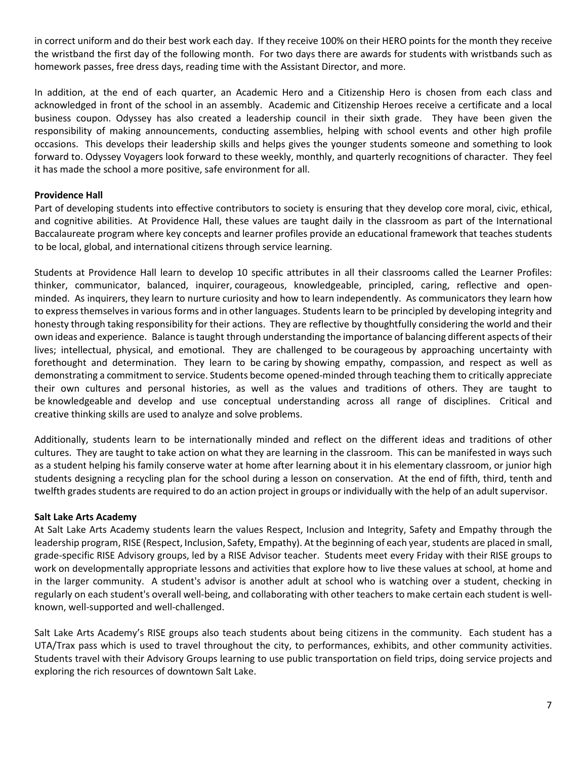in correct uniform and do their best work each day. If they receive 100% on their HERO points for the month they receive the wristband the first day of the following month. For two days there are awards for students with wristbands such as homework passes, free dress days, reading time with the Assistant Director, and more.

In addition, at the end of each quarter, an Academic Hero and a Citizenship Hero is chosen from each class and acknowledged in front of the school in an assembly. Academic and Citizenship Heroes receive a certificate and a local business coupon. Odyssey has also created a leadership council in their sixth grade. They have been given the responsibility of making announcements, conducting assemblies, helping with school events and other high profile occasions. This develops their leadership skills and helps gives the younger students someone and something to look forward to. Odyssey Voyagers look forward to these weekly, monthly, and quarterly recognitions of character. They feel it has made the school a more positive, safe environment for all.

**Providence Hall**

Part of developing students into effective contributors to society is ensuring that they develop core moral, civic, ethical, and cognitive abilities. At Providence Hall, these values are taught daily in the classroom as part of the International Baccalaureate program where key concepts and learner profiles provide an educational framework that teaches students to be local, global, and international citizens through service learning.

Students at Providence Hall learn to develop 10 specific attributes in all their classrooms called the Learner Profiles: thinker, communicator, balanced, inquirer, courageous, knowledgeable, principled, caring, reflective and open-minded. As inquirers, they learn to nurture curiosity and how to learn independently. As communicators they learn how to express themselves in various forms and in other languages. Students learn to be principled by developing integrity and honesty through taking responsibility for their actions. They are reflective by thoughtfully considering the world and their own ideas and experience. Balance is taught through understanding the importance of balancing different aspects of their lives; intellectual, physical, and emotional. They are challenged to be courageous by approaching uncertainty with forethought and determination. They learn to be caring by showing empathy, compassion, and respect as well as demonstrating a commitment to service. Students become opened-minded through teaching them to critically appreciate their own cultures and personal histories, as well as the values and traditions of others. They are taught to be knowledgeable and develop and use conceptual understanding across all range of disciplines. Critical and creative thinking skills are used to analyze and solve problems.

Additionally, students learn to be internationally minded and reflect on the different ideas and traditions of other cultures. They are taught to take action on what they are learning in the classroom. This can be manifested in ways such as a student helping his family conserve water at home after learning about it in his elementary classroom, or junior high students designing a recycling plan for the school during a lesson on conservation. At the end of fifth, third, tenth and twelfth grades students are required to do an action project in groups or individually with the help of an adult supervisor.

**Salt Lake Arts Academy**

At Salt Lake Arts Academy students learn the values Respect, Inclusion and Integrity, Safety and Empathy through the leadership program, RISE (Respect, Inclusion, Safety, Empathy). At the beginning of each year, students are placed in small, grade-specific RISE Advisory groups, led by a RISE Advisor teacher. Students meet every Friday with their RISE groups to work on developmentally appropriate lessons and activities that explore how to live these values at school, at home and in the larger community. A student's advisor is another adult at school who is watching over a student, checking in regularly on each student's overall well-being, and collaborating with other teachers to make certain each student is well-known, well-supported and well-challenged.

Salt Lake Arts Academy's RISE groups also teach students about being citizens in the community. Each student has a UTA/Trax pass which is used to travel throughout the city, to performances, exhibits, and other community activities. Students travel with their Advisory Groups learning to use public transportation on field trips, doing service projects and exploring the rich resources of downtown Salt Lake.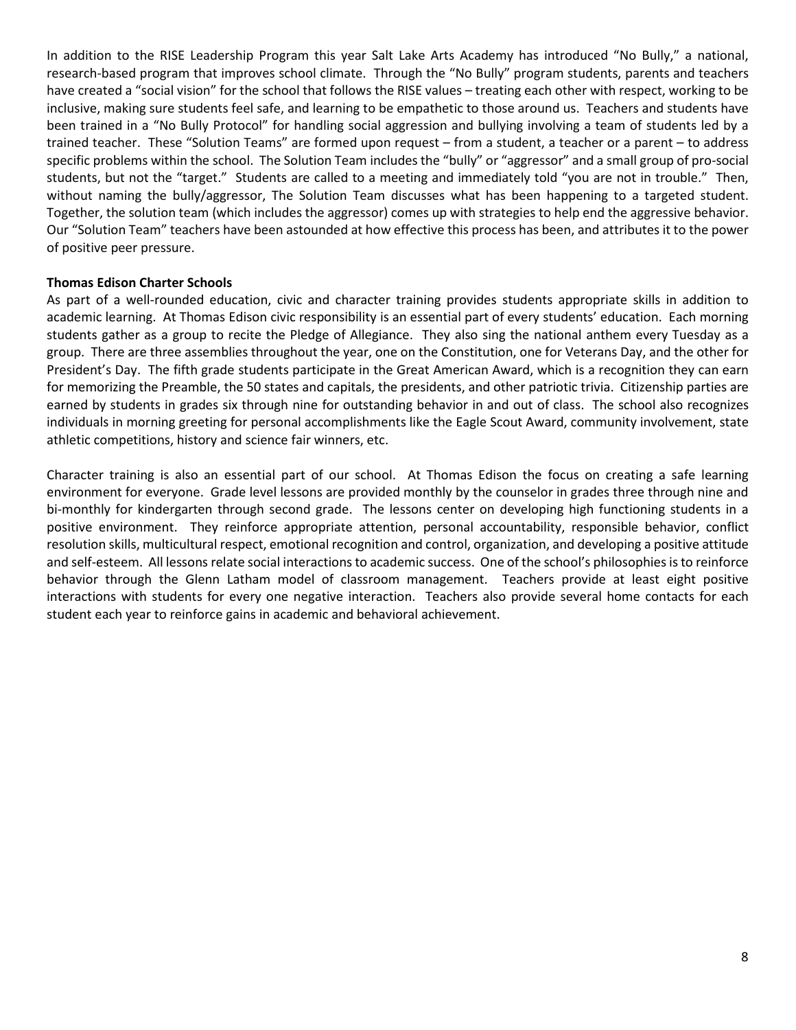In addition to the RISE Leadership Program this year Salt Lake Arts Academy has introduced "No Bully," a national, research-based program that improves school climate. Through the "No Bully" program students, parents and teachers have created a "social vision" for the school that follows the RISE values – treating each other with respect, working to be inclusive, making sure students feel safe, and learning to be empathetic to those around us. Teachers and students have been trained in a "No Bully Protocol" for handling social aggression and bullying involving a team of students led by a trained teacher. These "Solution Teams" are formed upon request – from a student, a teacher or a parent – to address specific problems within the school. The Solution Team includes the "bully" or "aggressor" and a small group of pro-social students, but not the "target." Students are called to a meeting and immediately told "you are not in trouble." Then, without naming the bully/aggressor, The Solution Team discusses what has been happening to a targeted student. Together, the solution team (which includes the aggressor) comes up with strategies to help end the aggressive behavior. Our "Solution Team" teachers have been astounded at how effective this process has been, and attributes it to the power of positive peer pressure.

**Thomas Edison Charter Schools**

As part of a well-rounded education, civic and character training provides students appropriate skills in addition to academic learning. At Thomas Edison civic responsibility is an essential part of every students' education. Each morning students gather as a group to recite the Pledge of Allegiance. They also sing the national anthem every Tuesday as a group. There are three assemblies throughout the year, one on the Constitution, one for Veterans Day, and the other for President's Day. The fifth grade students participate in the Great American Award, which is a recognition they can earn for memorizing the Preamble, the 50 states and capitals, the presidents, and other patriotic trivia. Citizenship parties are earned by students in grades six through nine for outstanding behavior in and out of class. The school also recognizes individuals in morning greeting for personal accomplishments like the Eagle Scout Award, community involvement, state athletic competitions, history and science fair winners, etc.

Character training is also an essential part of our school. At Thomas Edison the focus on creating a safe learning environment for everyone. Grade level lessons are provided monthly by the counselor in grades three through nine and bi-monthly for kindergarten through second grade. The lessons center on developing high functioning students in a positive environment. They reinforce appropriate attention, personal accountability, responsible behavior, conflict resolution skills, multicultural respect, emotional recognition and control, organization, and developing a positive attitude and self-esteem. All lessons relate social interactions to academic success. One of the school's philosophies is to reinforce behavior through the Glenn Latham model of classroom management. Teachers provide at least eight positive interactions with students for every one negative interaction. Teachers also provide several home contacts for each student each year to reinforce gains in academic and behavioral achievement.